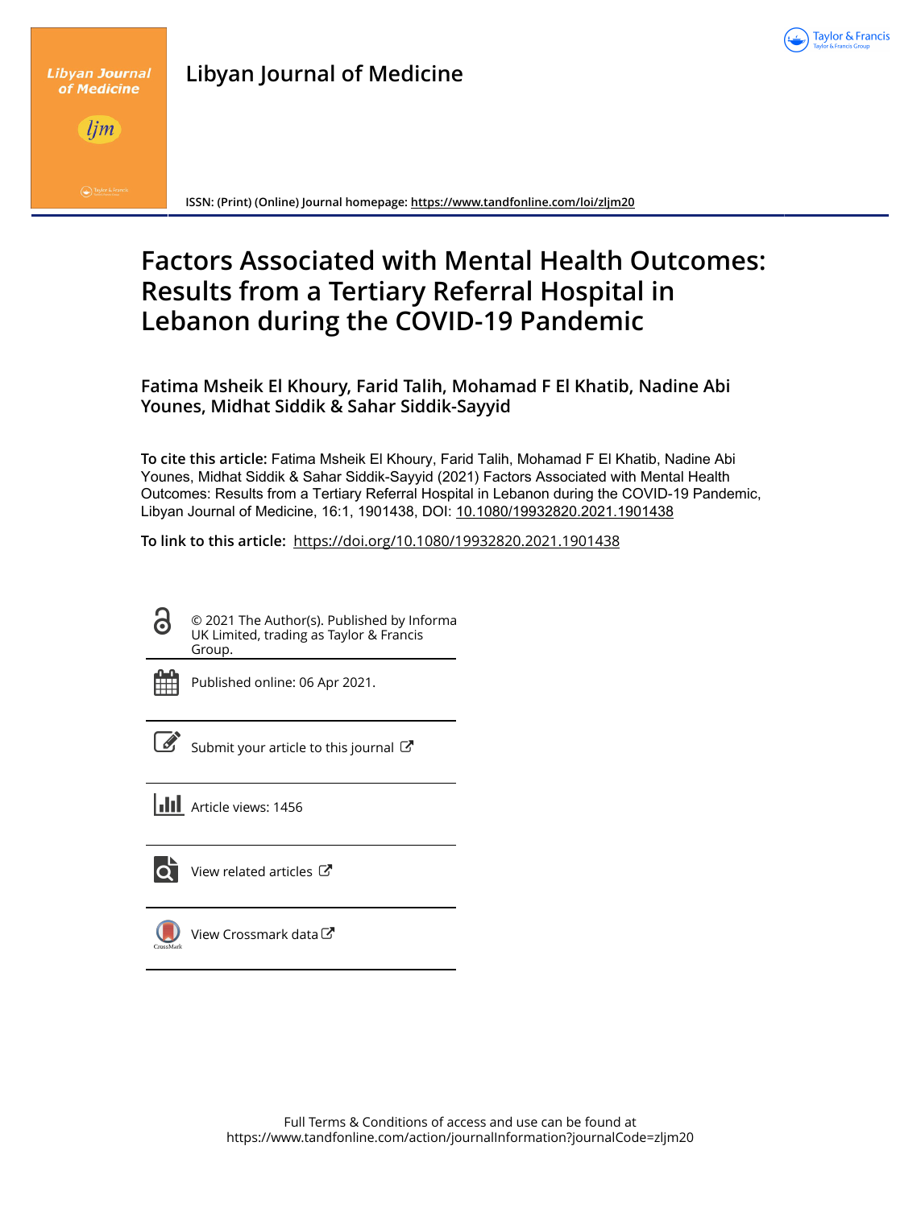# Libyan Journal of Medicine

ISSN: (Print) (Online) Journal homepage: https://www.tandfonline.com/loi/zljm20

# Factors Associated with Mental Health Outcomes: Results from a Tertiary Referral Hospital in Lebanon during the COVID-19 Pandemic

**Fatima Msheik El Khoury, Farid Talih, Mohamad F El Khatib, Nadine Abi Younes, Midhat Siddik & Sahar Siddik-Sayyid**

**To cite this article:** Fatima Msheik El Khoury, Farid Talih, Mohamad F El Khatib, Nadine Abi Younes, Midhat Siddik & Sahar Siddik-Sayyid (2021) Factors Associated with Mental Health Outcomes: Results from a Tertiary Referral Hospital in Lebanon during the COVID-19 Pandemic, Libyan Journal of Medicine, 16:1, 1901438, DOI: 10.1080/19932820.2021.1901438

**To link to this article:** https://doi.org/10.1080/19932820.2021.1901438

© 2021 The Author(s). Published by Informa UK Limited, trading as Taylor & Francis Group.

Published online: 06 Apr 2021.

Submit your article to this journal

Article views: 1456

View related articles

View Crossmark data

Full Terms & Conditions of access and use can be found at
https://www.tandfonline.com/action/journalInformation?journalCode=zljm20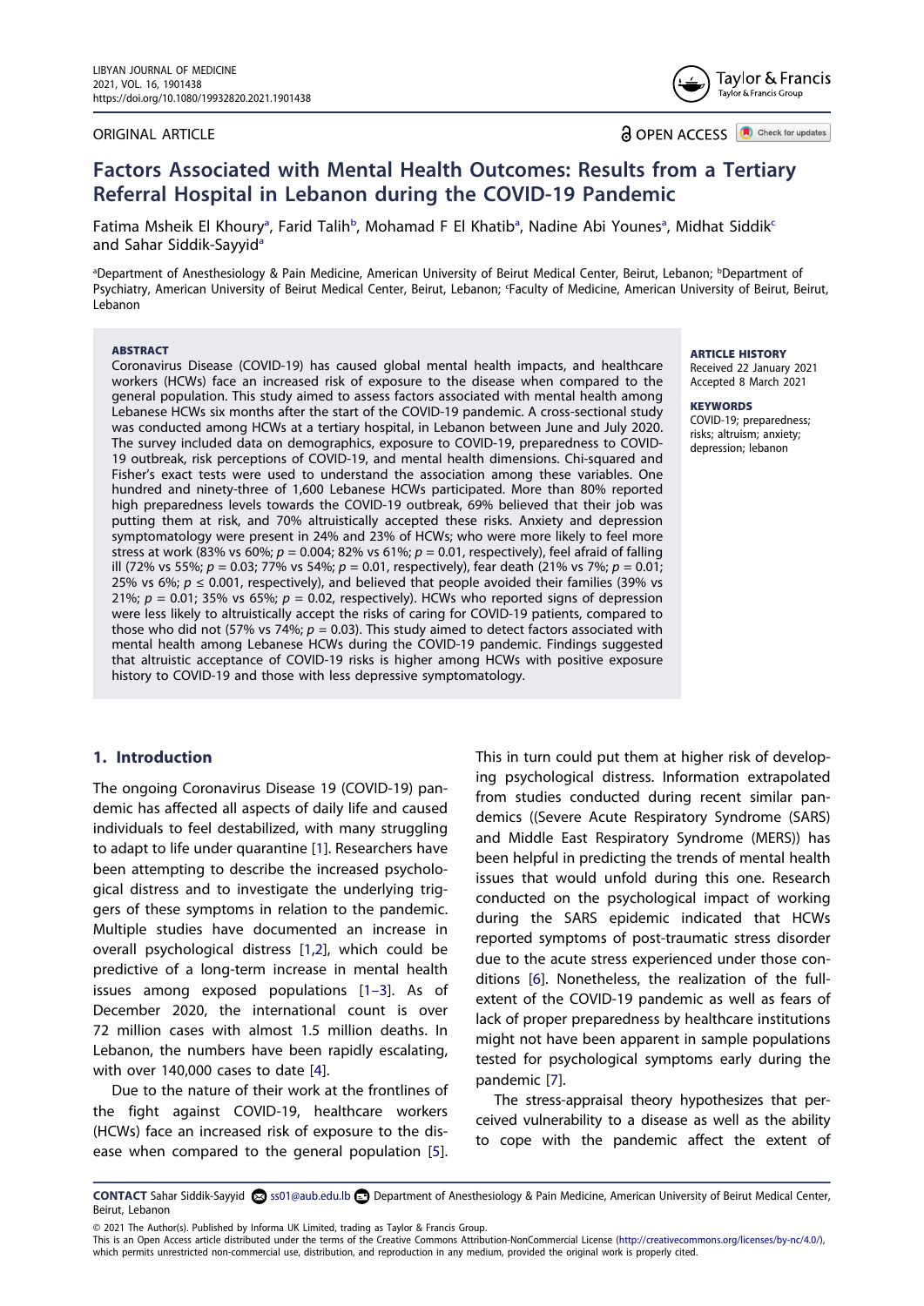## ORIGINAL ARTICLE

**OPEN ACCESS**

# Factors Associated with Mental Health Outcomes: Results from a Tertiary Referral Hospital in Lebanon during the COVID-19 Pandemic

Fatima Msheik El Khoury[a], Farid Talih[b], Mohamad F El Khatib[a], Nadine Abi Younes[a], Midhat Siddik[c] and Sahar Siddik-Sayyid[a]

[a]Department of Anesthesiology & Pain Medicine, American University of Beirut Medical Center, Beirut, Lebanon; [b]Department of Psychiatry, American University of Beirut Medical Center, Beirut, Lebanon; [c]Faculty of Medicine, American University of Beirut, Beirut, Lebanon

**ABSTRACT**

Coronavirus Disease (COVID-19) has caused global mental health impacts, and healthcare workers (HCWs) face an increased risk of exposure to the disease when compared to the general population. This study aimed to assess factors associated with mental health among Lebanese HCWs six months after the start of the COVID-19 pandemic. A cross-sectional study was conducted among HCWs at a tertiary hospital, in Lebanon between June and July 2020. The survey included data on demographics, exposure to COVID-19, preparedness to COVID-19 outbreak, risk perceptions of COVID-19, and mental health dimensions. Chi-squared and Fisher's exact tests were used to understand the association among these variables. One hundred and ninety-three of 1,600 Lebanese HCWs participated. More than 80% reported high preparedness levels towards the COVID-19 outbreak, 69% believed that their job was putting them at risk, and 70% altruistically accepted these risks. Anxiety and depression symptomatology were present in 24% and 23% of HCWs; who were more likely to feel more stress at work (83% vs 60%; $p = 0.004$; 82% vs 61%; $p = 0.01$, respectively), feel afraid of falling ill (72% vs 55%; $p = 0.03$; 77% vs 54%; $p = 0.01$, respectively), fear death (21% vs 7%; $p = 0.01$; 25% vs 6%; $p \leq 0.001$, respectively), and believed that people avoided their families (39% vs 21%; $p = 0.01$; 35% vs 65%; $p = 0.02$, respectively). HCWs who reported signs of depression were less likely to altruistically accept the risks of caring for COVID-19 patients, compared to those who did not (57% vs 74%; $p = 0.03$). This study aimed to detect factors associated with mental health among Lebanese HCWs during the COVID-19 pandemic. Findings suggested that altruistic acceptance of COVID-19 risks is higher among HCWs with positive exposure history to COVID-19 and those with less depressive symptomatology.

**ARTICLE HISTORY**
Received 22 January 2021
Accepted 8 March 2021

**KEYWORDS**
COVID-19; preparedness; risks; altruism; anxiety; depression; lebanon

## 1. Introduction

The ongoing Coronavirus Disease 19 (COVID-19) pandemic has affected all aspects of daily life and caused individuals to feel destabilized, with many struggling to adapt to life under quarantine [1]. Researchers have been attempting to describe the increased psychological distress and to investigate the underlying triggers of these symptoms in relation to the pandemic. Multiple studies have documented an increase in overall psychological distress [1,2], which could be predictive of a long-term increase in mental health issues among exposed populations [1–3]. As of December 2020, the international count is over 72 million cases with almost 1.5 million deaths. In Lebanon, the numbers have been rapidly escalating, with over 140,000 cases to date [4].

Due to the nature of their work at the frontlines of the fight against COVID-19, healthcare workers (HCWs) face an increased risk of exposure to the disease when compared to the general population [5]. This in turn could put them at higher risk of developing psychological distress. Information extrapolated from studies conducted during recent similar pandemics ((Severe Acute Respiratory Syndrome (SARS) and Middle East Respiratory Syndrome (MERS)) has been helpful in predicting the trends of mental health issues that would unfold during this one. Research conducted on the psychological impact of working during the SARS epidemic indicated that HCWs reported symptoms of post-traumatic stress disorder due to the acute stress experienced under those conditions [6]. Nonetheless, the realization of the full-extent of the COVID-19 pandemic as well as fears of lack of proper preparedness by healthcare institutions might not have been apparent in sample populations tested for psychological symptoms early during the pandemic [7].

The stress-appraisal theory hypothesizes that perceived vulnerability to a disease as well as the ability to cope with the pandemic affect the extent of

**CONTACT** Sahar Siddik-Sayyid ss01@aub.edu.lb Department of Anesthesiology & Pain Medicine, American University of Beirut Medical Center, Beirut, Lebanon

© 2021 The Author(s). Published by Informa UK Limited, trading as Taylor & Francis Group.
This is an Open Access article distributed under the terms of the Creative Commons Attribution-NonCommercial License (http://creativecommons.org/licenses/by-nc/4.0/), which permits unrestricted non-commercial use, distribution, and reproduction in any medium, provided the original work is properly cited.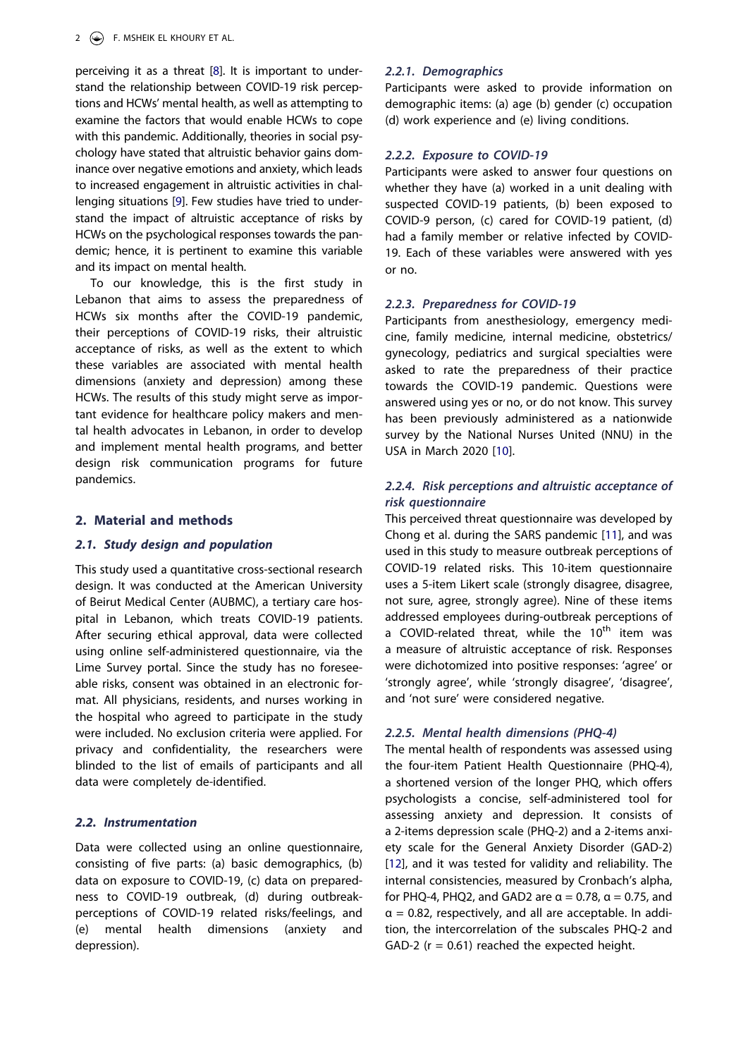perceiving it as a threat [8]. It is important to understand the relationship between COVID-19 risk perceptions and HCWs' mental health, as well as attempting to examine the factors that would enable HCWs to cope with this pandemic. Additionally, theories in social psychology have stated that altruistic behavior gains dominance over negative emotions and anxiety, which leads to increased engagement in altruistic activities in challenging situations [9]. Few studies have tried to understand the impact of altruistic acceptance of risks by HCWs on the psychological responses towards the pandemic; hence, it is pertinent to examine this variable and its impact on mental health.

To our knowledge, this is the first study in Lebanon that aims to assess the preparedness of HCWs six months after the COVID-19 pandemic, their perceptions of COVID-19 risks, their altruistic acceptance of risks, as well as the extent to which these variables are associated with mental health dimensions (anxiety and depression) among these HCWs. The results of this study might serve as important evidence for healthcare policy makers and mental health advocates in Lebanon, in order to develop and implement mental health programs, and better design risk communication programs for future pandemics.

## 2. Material and methods

### 2.1. Study design and population

This study used a quantitative cross-sectional research design. It was conducted at the American University of Beirut Medical Center (AUBMC), a tertiary care hospital in Lebanon, which treats COVID-19 patients. After securing ethical approval, data were collected using online self-administered questionnaire, via the Lime Survey portal. Since the study has no foreseeable risks, consent was obtained in an electronic format. All physicians, residents, and nurses working in the hospital who agreed to participate in the study were included. No exclusion criteria were applied. For privacy and confidentiality, the researchers were blinded to the list of emails of participants and all data were completely de-identified.

### 2.2. Instrumentation

Data were collected using an online questionnaire, consisting of five parts: (a) basic demographics, (b) data on exposure to COVID-19, (c) data on preparedness to COVID-19 outbreak, (d) during outbreak-perceptions of COVID-19 related risks/feelings, and (e) mental health dimensions (anxiety and depression).

#### 2.2.1. Demographics

Participants were asked to provide information on demographic items: (a) age (b) gender (c) occupation (d) work experience and (e) living conditions.

#### 2.2.2. Exposure to COVID-19

Participants were asked to answer four questions on whether they have (a) worked in a unit dealing with suspected COVID-19 patients, (b) been exposed to COVID-9 person, (c) cared for COVID-19 patient, (d) had a family member or relative infected by COVID-19. Each of these variables were answered with yes or no.

#### 2.2.3. Preparedness for COVID-19

Participants from anesthesiology, emergency medicine, family medicine, internal medicine, obstetrics/gynecology, pediatrics and surgical specialties were asked to rate the preparedness of their practice towards the COVID-19 pandemic. Questions were answered using yes or no, or do not know. This survey has been previously administered as a nationwide survey by the National Nurses United (NNU) in the USA in March 2020 [10].

#### 2.2.4. Risk perceptions and altruistic acceptance of risk questionnaire

This perceived threat questionnaire was developed by Chong et al. during the SARS pandemic [11], and was used in this study to measure outbreak perceptions of COVID-19 related risks. This 10-item questionnaire uses a 5-item Likert scale (strongly disagree, disagree, not sure, agree, strongly agree). Nine of these items addressed employees during-outbreak perceptions of a COVID-related threat, while the 10th item was a measure of altruistic acceptance of risk. Responses were dichotomized into positive responses: 'agree' or 'strongly agree', while 'strongly disagree', 'disagree', and 'not sure' were considered negative.

#### 2.2.5. Mental health dimensions (PHQ-4)

The mental health of respondents was assessed using the four-item Patient Health Questionnaire (PHQ-4), a shortened version of the longer PHQ, which offers psychologists a concise, self-administered tool for assessing anxiety and depression. It consists of a 2-items depression scale (PHQ-2) and a 2-items anxiety scale for the General Anxiety Disorder (GAD-2) [12], and it was tested for validity and reliability. The internal consistencies, measured by Cronbach's alpha, for PHQ-4, PHQ2, and GAD2 are $\alpha = 0.78$, $\alpha = 0.75$, and $\alpha = 0.82$, respectively, and all are acceptable. In addition, the intercorrelation of the subscales PHQ-2 and GAD-2 ($r = 0.61$) reached the expected height.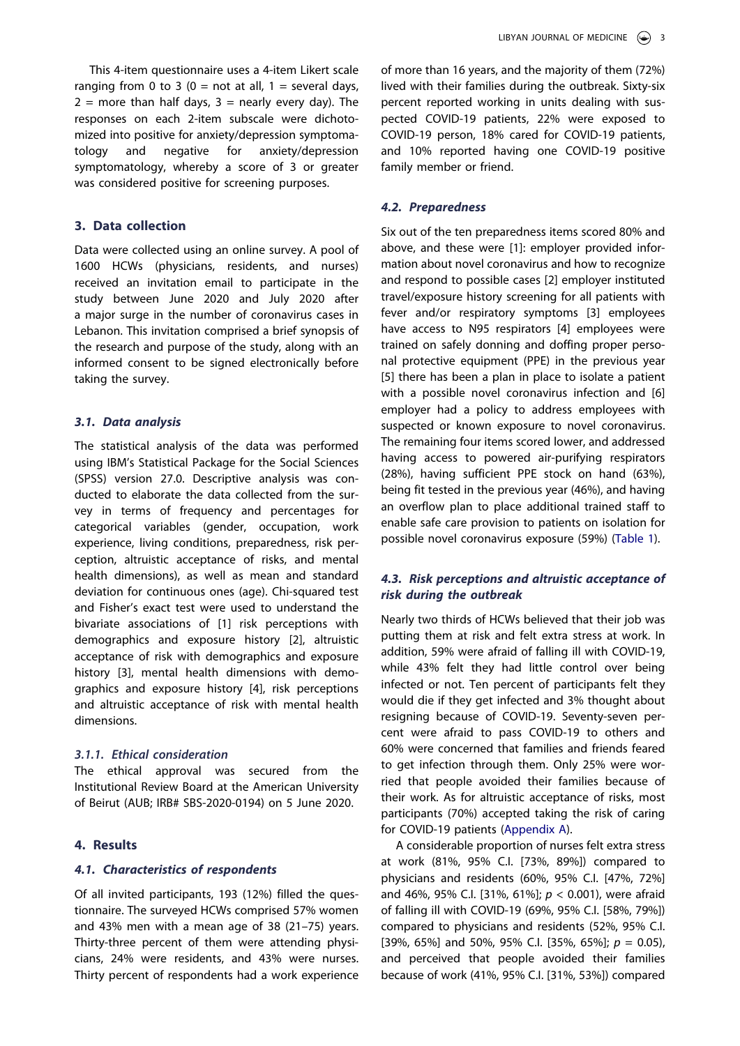This 4-item questionnaire uses a 4-item Likert scale ranging from 0 to 3 (0 = not at all, 1 = several days, 2 = more than half days, 3 = nearly every day). The responses on each 2-item subscale were dichotomized into positive for anxiety/depression symptomatology and negative for anxiety/depression symptomatology, whereby a score of 3 or greater was considered positive for screening purposes.

## 3. Data collection

Data were collected using an online survey. A pool of 1600 HCWs (physicians, residents, and nurses) received an invitation email to participate in the study between June 2020 and July 2020 after a major surge in the number of coronavirus cases in Lebanon. This invitation comprised a brief synopsis of the research and purpose of the study, along with an informed consent to be signed electronically before taking the survey.

### *3.1. Data analysis*

The statistical analysis of the data was performed using IBM's Statistical Package for the Social Sciences (SPSS) version 27.0. Descriptive analysis was conducted to elaborate the data collected from the survey in terms of frequency and percentages for categorical variables (gender, occupation, work experience, living conditions, preparedness, risk perception, altruistic acceptance of risks, and mental health dimensions), as well as mean and standard deviation for continuous ones (age). Chi-squared test and Fisher's exact test were used to understand the bivariate associations of [1] risk perceptions with demographics and exposure history [2], altruistic acceptance of risk with demographics and exposure history [3], mental health dimensions with demographics and exposure history [4], risk perceptions and altruistic acceptance of risk with mental health dimensions.

#### *3.1.1. Ethical consideration*

The ethical approval was secured from the Institutional Review Board at the American University of Beirut (AUB; IRB# SBS-2020-0194) on 5 June 2020.

## 4. Results

### *4.1. Characteristics of respondents*

Of all invited participants, 193 (12%) filled the questionnaire. The surveyed HCWs comprised 57% women and 43% men with a mean age of 38 (21–75) years. Thirty-three percent of them were attending physicians, 24% were residents, and 43% were nurses. Thirty percent of respondents had a work experience of more than 16 years, and the majority of them (72%) lived with their families during the outbreak. Sixty-six percent reported working in units dealing with suspected COVID-19 patients, 22% were exposed to COVID-19 person, 18% cared for COVID-19 patients, and 10% reported having one COVID-19 positive family member or friend.

### *4.2. Preparedness*

Six out of the ten preparedness items scored 80% and above, and these were [1]: employer provided information about novel coronavirus and how to recognize and respond to possible cases [2] employer instituted travel/exposure history screening for all patients with fever and/or respiratory symptoms [3] employees have access to N95 respirators [4] employees were trained on safely donning and doffing proper personal protective equipment (PPE) in the previous year [5] there has been a plan in place to isolate a patient with a possible novel coronavirus infection and [6] employer had a policy to address employees with suspected or known exposure to novel coronavirus. The remaining four items scored lower, and addressed having access to powered air-purifying respirators (28%), having sufficient PPE stock on hand (63%), being fit tested in the previous year (46%), and having an overflow plan to place additional trained staff to enable safe care provision to patients on isolation for possible novel coronavirus exposure (59%) (Table 1).

### *4.3. Risk perceptions and altruistic acceptance of risk during the outbreak*

Nearly two thirds of HCWs believed that their job was putting them at risk and felt extra stress at work. In addition, 59% were afraid of falling ill with COVID-19, while 43% felt they had little control over being infected or not. Ten percent of participants felt they would die if they get infected and 3% thought about resigning because of COVID-19. Seventy-seven percent were afraid to pass COVID-19 to others and 60% were concerned that families and friends feared to get infection through them. Only 25% were worried that people avoided their families because of their work. As for altruistic acceptance of risks, most participants (70%) accepted taking the risk of caring for COVID-19 patients (Appendix A).

A considerable proportion of nurses felt extra stress at work (81%, 95% C.I. [73%, 89%]) compared to physicians and residents (60%, 95% C.I. [47%, 72%] and 46%, 95% C.I. [31%, 61%]; $p < 0.001$), were afraid of falling ill with COVID-19 (69%, 95% C.I. [58%, 79%]) compared to physicians and residents (52%, 95% C.I. [39%, 65%] and 50%, 95% C.I. [35%, 65%]; $p = 0.05$), and perceived that people avoided their families because of work (41%, 95% C.I. [31%, 53%]) compared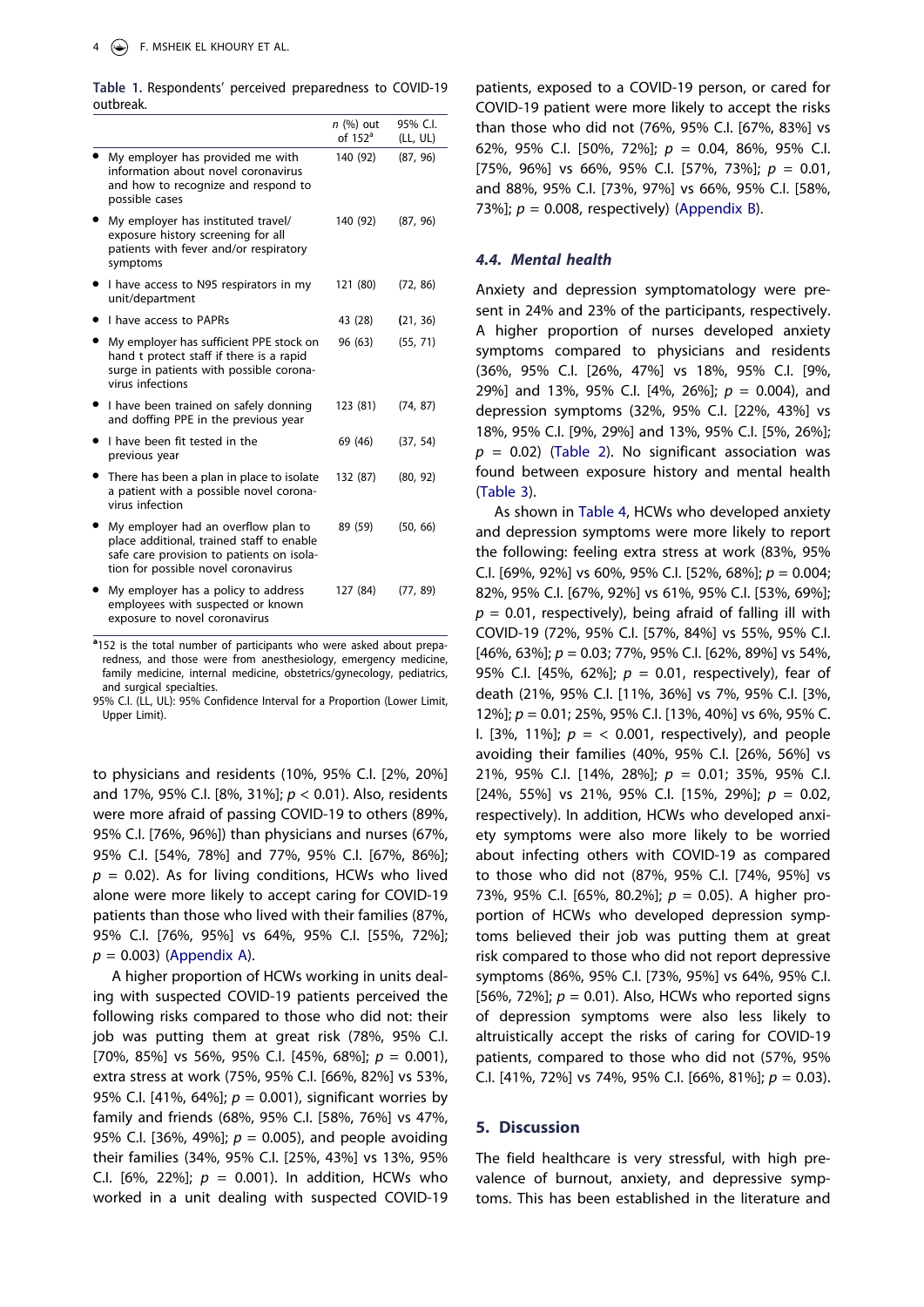Table 1. Respondents' perceived preparedness to COVID-19 outbreak.

| | n (%) out of 152[a] | 95% C.I. (LL, UL) |
|---|---|---|
| • My employer has provided me with information about novel coronavirus and how to recognize and respond to possible cases | 140 (92) | (87, 96) |
| • My employer has instituted travel/exposure history screening for all patients with fever and/or respiratory symptoms | 140 (92) | (87, 96) |
| • I have access to N95 respirators in my unit/department | 121 (80) | (72, 86) |
| • I have access to PAPRs | 43 (28) | (21, 36) |
| • My employer has sufficient PPE stock on hand t protect staff if there is a rapid surge in patients with possible coronavirus infections | 96 (63) | (55, 71) |
| • I have been trained on safely donning and doffing PPE in the previous year | 123 (81) | (74, 87) |
| • I have been fit tested in the previous year | 69 (46) | (37, 54) |
| • There has been a plan in place to isolate a patient with a possible novel coronavirus infection | 132 (87) | (80, 92) |
| • My employer had an overflow plan to place additional, trained staff to enable safe care provision to patients on isolation for possible novel coronavirus | 89 (59) | (50, 66) |
| • My employer has a policy to address employees with suspected or known exposure to novel coronavirus | 127 (84) | (77, 89) |

[a]152 is the total number of participants who were asked about preparedness, and those were from anesthesiology, emergency medicine, family medicine, internal medicine, obstetrics/gynecology, pediatrics, and surgical specialties.
95% C.I. (LL, UL): 95% Confidence Interval for a Proportion (Lower Limit, Upper Limit).

to physicians and residents (10%, 95% C.I. [2%, 20%] and 17%, 95% C.I. [8%, 31%]; $p < 0.01$). Also, residents were more afraid of passing COVID-19 to others (89%, 95% C.I. [76%, 96%]) than physicians and nurses (67%, 95% C.I. [54%, 78%] and 77%, 95% C.I. [67%, 86%]; $p = 0.02$). As for living conditions, HCWs who lived alone were more likely to accept caring for COVID-19 patients than those who lived with their families (87%, 95% C.I. [76%, 95%] vs 64%, 95% C.I. [55%, 72%]; $p = 0.003$) (Appendix A).

A higher proportion of HCWs working in units dealing with suspected COVID-19 patients perceived the following risks compared to those who did not: their job was putting them at great risk (78%, 95% C.I. [70%, 85%] vs 56%, 95% C.I. [45%, 68%]; $p = 0.001$), extra stress at work (75%, 95% C.I. [66%, 82%] vs 53%, 95% C.I. [41%, 64%]; $p = 0.001$), significant worries by family and friends (68%, 95% C.I. [58%, 76%] vs 47%, 95% C.I. [36%, 49%]; $p = 0.005$), and people avoiding their families (34%, 95% C.I. [25%, 43%] vs 13%, 95% C.I. [6%, 22%]; $p = 0.001$). In addition, HCWs who worked in a unit dealing with suspected COVID-19 patients, exposed to a COVID-19 person, or cared for COVID-19 patient were more likely to accept the risks than those who did not (76%, 95% C.I. [67%, 83%] vs 62%, 95% C.I. [50%, 72%]; $p = 0.04$, 86%, 95% C.I. [75%, 96%] vs 66%, 95% C.I. [57%, 73%]; $p = 0.01$, and 88%, 95% C.I. [73%, 97%] vs 66%, 95% C.I. [58%, 73%]; $p = 0.008$, respectively) (Appendix B).

### 4.4. Mental health

Anxiety and depression symptomatology were present in 24% and 23% of the participants, respectively. A higher proportion of nurses developed anxiety symptoms compared to physicians and residents (36%, 95% C.I. [26%, 47%] vs 18%, 95% C.I. [9%, 29%] and 13%, 95% C.I. [4%, 26%]; $p = 0.004$), and depression symptoms (32%, 95% C.I. [22%, 43%] vs 18%, 95% C.I. [9%, 29%] and 13%, 95% C.I. [5%, 26%]; $p = 0.02$) (Table 2). No significant association was found between exposure history and mental health (Table 3).

As shown in Table 4, HCWs who developed anxiety and depression symptoms were more likely to report the following: feeling extra stress at work (83%, 95% C.I. [69%, 92%] vs 60%, 95% C.I. [52%, 68%]; $p = 0.004$; 82%, 95% C.I. [67%, 92%] vs 61%, 95% C.I. [53%, 69%]; $p = 0.01$, respectively), being afraid of falling ill with COVID-19 (72%, 95% C.I. [57%, 84%] vs 55%, 95% C.I. [46%, 63%]; $p = 0.03$; 77%, 95% C.I. [62%, 89%] vs 54%, 95% C.I. [45%, 62%]; $p = 0.01$, respectively), fear of death (21%, 95% C.I. [11%, 36%] vs 7%, 95% C.I. [3%, 12%]; $p = 0.01$; 25%, 95% C.I. [13%, 40%] vs 6%, 95% C.I. [3%, 11%]; $p = < 0.001$, respectively), and people avoiding their families (40%, 95% C.I. [26%, 56%] vs 21%, 95% C.I. [14%, 28%]; $p = 0.01$; 35%, 95% C.I. [24%, 55%] vs 21%, 95% C.I. [15%, 29%]; $p = 0.02$, respectively). In addition, HCWs who developed anxiety symptoms were also more likely to be worried about infecting others with COVID-19 as compared to those who did not (87%, 95% C.I. [74%, 95%] vs 73%, 95% C.I. [65%, 80.2%]; $p = 0.05$). A higher proportion of HCWs who developed depression symptoms believed their job was putting them at great risk compared to those who did not report depressive symptoms (86%, 95% C.I. [73%, 95%] vs 64%, 95% C.I. [56%, 72%]; $p = 0.01$). Also, HCWs who reported signs of depression symptoms were also less likely to altruistically accept the risks of caring for COVID-19 patients, compared to those who did not (57%, 95% C.I. [41%, 72%] vs 74%, 95% C.I. [66%, 81%]; $p = 0.03$).

## 5. Discussion

The field healthcare is very stressful, with high prevalence of burnout, anxiety, and depressive symptoms. This has been established in the literature and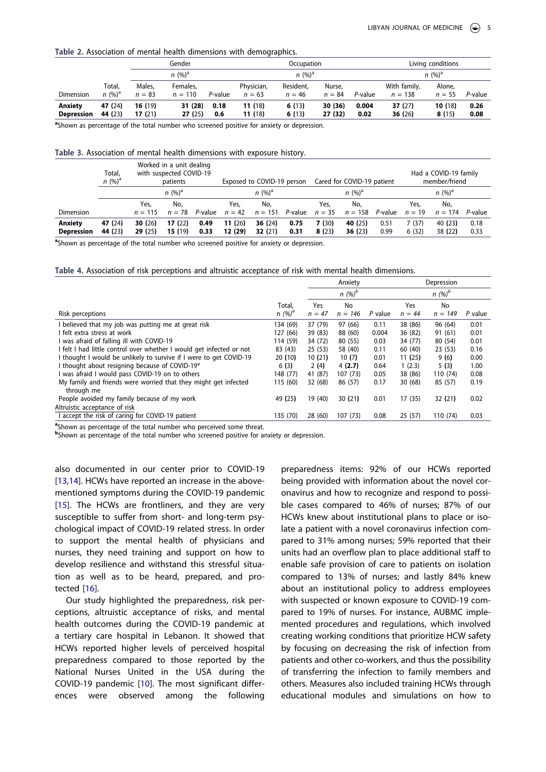**Table 2.** Association of mental health dimensions with demographics.

| Dimension | Total, n (%)[a] | Gender n (%)[a] Males, n = 83 | Females, n = 110 | P-value | Occupation n (%)[a] Physician, n = 63 | Resident, n = 46 | Nurse, n = 84 | P-value | Living conditions n (%)[a] With family, n = 138 | Alone, n = 55 | P-value |
|---|---|---|---|---|---|---|---|---|---|---|---|
| **Anxiety** | **47** (24) | **16** (19) | **31 (28)** | **0.18** | **11** (18) | **6** (13) | **30 (36)** | **0.004** | **37** (27) | **10** (18) | **0.26** |
| **Depression** | **44** (23) | **17** (21) | **27** (25) | **0.6** | **11** (18) | **6** (13) | **27** (32) | **0.02** | **36** (26) | **8** (15) | **0.08** |

[a]Shown as percentage of the total number who screened positive for anxiety or depression.

**Table 3.** Association of mental health dimensions with exposure history.

| Dimension | Total, n (%)[a] | Worked in a unit dealing with suspected COVID-19 patients n (%)[a] Yes, n = 115 | No, n = 78 | P-value | Exposed to COVID-19 person n (%)[a] Yes, n = 42 | No, n = 151 | P-value | Cared for COVID-19 patient n (%)[a] Yes, n = 35 | No, n = 158 | P-value | Had a COVID-19 family member/friend n (%)[a] Yes, n = 19 | No, n = 174 | P-value |
|---|---|---|---|---|---|---|---|---|---|---|---|---|---|
| **Anxiety** | **47** (24) | **30** (26) | **17** (22) | **0.49** | **11** (26) | **36** (24) | **0.75** | **7** (30) | **40** (25) | 0.51 | 7 (37) | 40 **(23)** | 0.18 |
| **Depression** | **44** (23) | **29** (25) | **15** (19) | **0.33** | **12 (29)** | **32** (21) | **0.31** | **8** (23) | **36** (23) | 0.99 | 6 (32) | 38 (22) | 0.33 |

[a]Shown as percentage of the total number who screened positive for anxiety or depression.

**Table 4.** Association of risk perceptions and altruistic acceptance of risk with mental health dimensions.

| Risk perceptions | Total, n (%)[a] | Anxiety n (%)[b] Yes n = 47 | No n = 146 | P value | Depression n (%)[b] Yes n = 44 | No n = 149 | P value |
|---|---|---|---|---|---|---|---|
| I believed that my job was putting me at great risk | 134 (69) | 37 (79) | 97 (66) | 0.11 | 38 (86) | 96 (64) | 0.01 |
| I felt extra stress at work | 127 (66) | 39 (83) | 88 (60) | 0.004 | 36 (82) | 91 (61) | 0.01 |
| I was afraid of falling ill with COVID-19 | 114 (59) | 34 (72) | 80 (55) | 0.03 | 34 (77) | 80 (54) | 0.01 |
| I felt I had little control over whether I would get infected or not | 83 (43) | 25 (53) | 58 (40) | 0.11 | 60 (40) | 23 (53) | 0.16 |
| I thought I would be unlikely to survive if I were to get COVID-19 | 20 (10) | 10 **(21)** | 10 **(7)** | 0.01 | 11 **(25)** | 9 **(6)** | 0.00 |
| I thought about resigning because of COVID-19* | 6 **(3)** | 2 **(4)** | 4 **(2.7)** | 0.64 | 1 (2.3) | 5 **(3)** | 1.00 |
| I was afraid I would pass COVID-19 on to others | 148 (77) | 41 (87) | 107 (73) | 0.05 | 38 (86) | 110 (74) | 0.08 |
| My family and friends were worried that they might get infected through me | 115 (60) | 32 (68) | 86 (57) | 0.17 | 30 (68) | 85 (57) | 0.19 |
| People avoided my family because of my work | 49 **(25)** | 19 (40) | 30 **(21)** | 0.01 | 17 (35) | 32 **(21)** | 0.02 |
| Altruistic acceptance of risk | | | | | | | |
| I accept the risk of caring for COVID-19 patient | 135 (70) | 28 (60) | 107 (73) | 0.08 | 25 (57) | 110 (74) | 0.03 |

[a]Shown as percentage of the total number who perceived some threat.
[b]Shown as percentage of the total number who screened positive for anxiety or depression.

also documented in our center prior to COVID-19 [13,14]. HCWs have reported an increase in the above-mentioned symptoms during the COVID-19 pandemic [15]. The HCWs are frontliners, and they are very susceptible to suffer from short- and long-term psychological impact of COVID-19 related stress. In order to support the mental health of physicians and nurses, they need training and support on how to develop resilience and withstand this stressful situation as well as to be heard, prepared, and protected [16].

Our study highlighted the preparedness, risk perceptions, altruistic acceptance of risks, and mental health outcomes during the COVID-19 pandemic at a tertiary care hospital in Lebanon. It showed that HCWs reported higher levels of perceived hospital preparedness compared to those reported by the National Nurses United in the USA during the COVID-19 pandemic [10]. The most significant differences were observed among the following preparedness items: 92% of our HCWs reported being provided with information about the novel coronavirus and how to recognize and respond to possible cases compared to 46% of nurses; 87% of our HCWs knew about institutional plans to place or isolate a patient with a novel coronavirus infection compared to 31% among nurses; 59% reported that their units had an overflow plan to place additional staff to enable safe provision of care to patients on isolation compared to 13% of nurses; and lastly 84% knew about an institutional policy to address employees with suspected or known exposure to COVID-19 compared to 19% of nurses. For instance, AUBMC implemented procedures and regulations, which involved creating working conditions that prioritize HCW safety by focusing on decreasing the risk of infection from patients and other co-workers, and thus the possibility of transferring the infection to family members and others. Measures also included training HCWs through educational modules and simulations on how to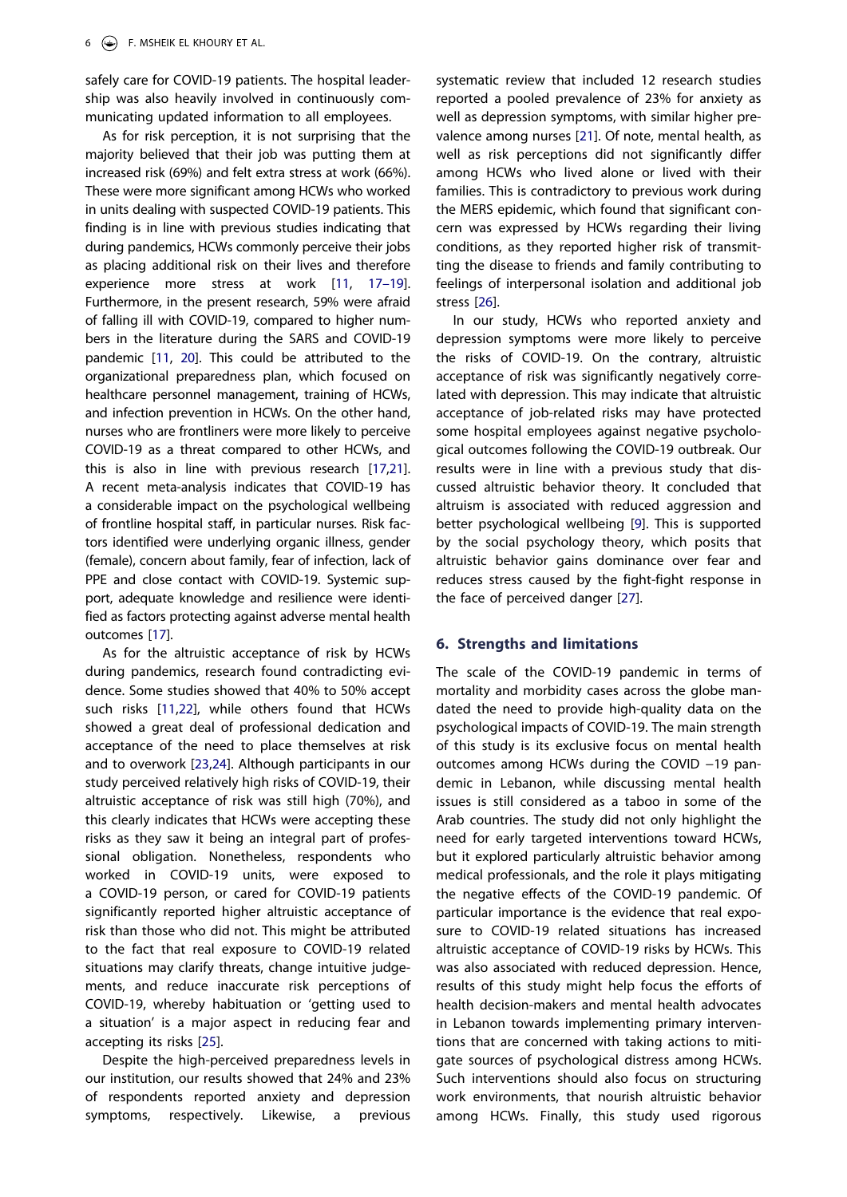safely care for COVID-19 patients. The hospital leadership was also heavily involved in continuously communicating updated information to all employees.

As for risk perception, it is not surprising that the majority believed that their job was putting them at increased risk (69%) and felt extra stress at work (66%). These were more significant among HCWs who worked in units dealing with suspected COVID-19 patients. This finding is in line with previous studies indicating that during pandemics, HCWs commonly perceive their jobs as placing additional risk on their lives and therefore experience more stress at work [11, 17–19]. Furthermore, in the present research, 59% were afraid of falling ill with COVID-19, compared to higher numbers in the literature during the SARS and COVID-19 pandemic [11, 20]. This could be attributed to the organizational preparedness plan, which focused on healthcare personnel management, training of HCWs, and infection prevention in HCWs. On the other hand, nurses who are frontliners were more likely to perceive COVID-19 as a threat compared to other HCWs, and this is also in line with previous research [17,21]. A recent meta-analysis indicates that COVID-19 has a considerable impact on the psychological wellbeing of frontline hospital staff, in particular nurses. Risk factors identified were underlying organic illness, gender (female), concern about family, fear of infection, lack of PPE and close contact with COVID-19. Systemic support, adequate knowledge and resilience were identified as factors protecting against adverse mental health outcomes [17].

As for the altruistic acceptance of risk by HCWs during pandemics, research found contradicting evidence. Some studies showed that 40% to 50% accept such risks [11,22], while others found that HCWs showed a great deal of professional dedication and acceptance of the need to place themselves at risk and to overwork [23,24]. Although participants in our study perceived relatively high risks of COVID-19, their altruistic acceptance of risk was still high (70%), and this clearly indicates that HCWs were accepting these risks as they saw it being an integral part of professional obligation. Nonetheless, respondents who worked in COVID-19 units, were exposed to a COVID-19 person, or cared for COVID-19 patients significantly reported higher altruistic acceptance of risk than those who did not. This might be attributed to the fact that real exposure to COVID-19 related situations may clarify threats, change intuitive judgements, and reduce inaccurate risk perceptions of COVID-19, whereby habituation or 'getting used to a situation' is a major aspect in reducing fear and accepting its risks [25].

Despite the high-perceived preparedness levels in our institution, our results showed that 24% and 23% of respondents reported anxiety and depression symptoms, respectively. Likewise, a previous systematic review that included 12 research studies reported a pooled prevalence of 23% for anxiety as well as depression symptoms, with similar higher prevalence among nurses [21]. Of note, mental health, as well as risk perceptions did not significantly differ among HCWs who lived alone or lived with their families. This is contradictory to previous work during the MERS epidemic, which found that significant concern was expressed by HCWs regarding their living conditions, as they reported higher risk of transmitting the disease to friends and family contributing to feelings of interpersonal isolation and additional job stress [26].

In our study, HCWs who reported anxiety and depression symptoms were more likely to perceive the risks of COVID-19. On the contrary, altruistic acceptance of risk was significantly negatively correlated with depression. This may indicate that altruistic acceptance of job-related risks may have protected some hospital employees against negative psychological outcomes following the COVID-19 outbreak. Our results were in line with a previous study that discussed altruistic behavior theory. It concluded that altruism is associated with reduced aggression and better psychological wellbeing [9]. This is supported by the social psychology theory, which posits that altruistic behavior gains dominance over fear and reduces stress caused by the fight-fight response in the face of perceived danger [27].

## 6. Strengths and limitations

The scale of the COVID-19 pandemic in terms of mortality and morbidity cases across the globe mandated the need to provide high-quality data on the psychological impacts of COVID-19. The main strength of this study is its exclusive focus on mental health outcomes among HCWs during the COVID −19 pandemic in Lebanon, while discussing mental health issues is still considered as a taboo in some of the Arab countries. The study did not only highlight the need for early targeted interventions toward HCWs, but it explored particularly altruistic behavior among medical professionals, and the role it plays mitigating the negative effects of the COVID-19 pandemic. Of particular importance is the evidence that real exposure to COVID-19 related situations has increased altruistic acceptance of COVID-19 risks by HCWs. This was also associated with reduced depression. Hence, results of this study might help focus the efforts of health decision-makers and mental health advocates in Lebanon towards implementing primary interventions that are concerned with taking actions to mitigate sources of psychological distress among HCWs. Such interventions should also focus on structuring work environments, that nourish altruistic behavior among HCWs. Finally, this study used rigorous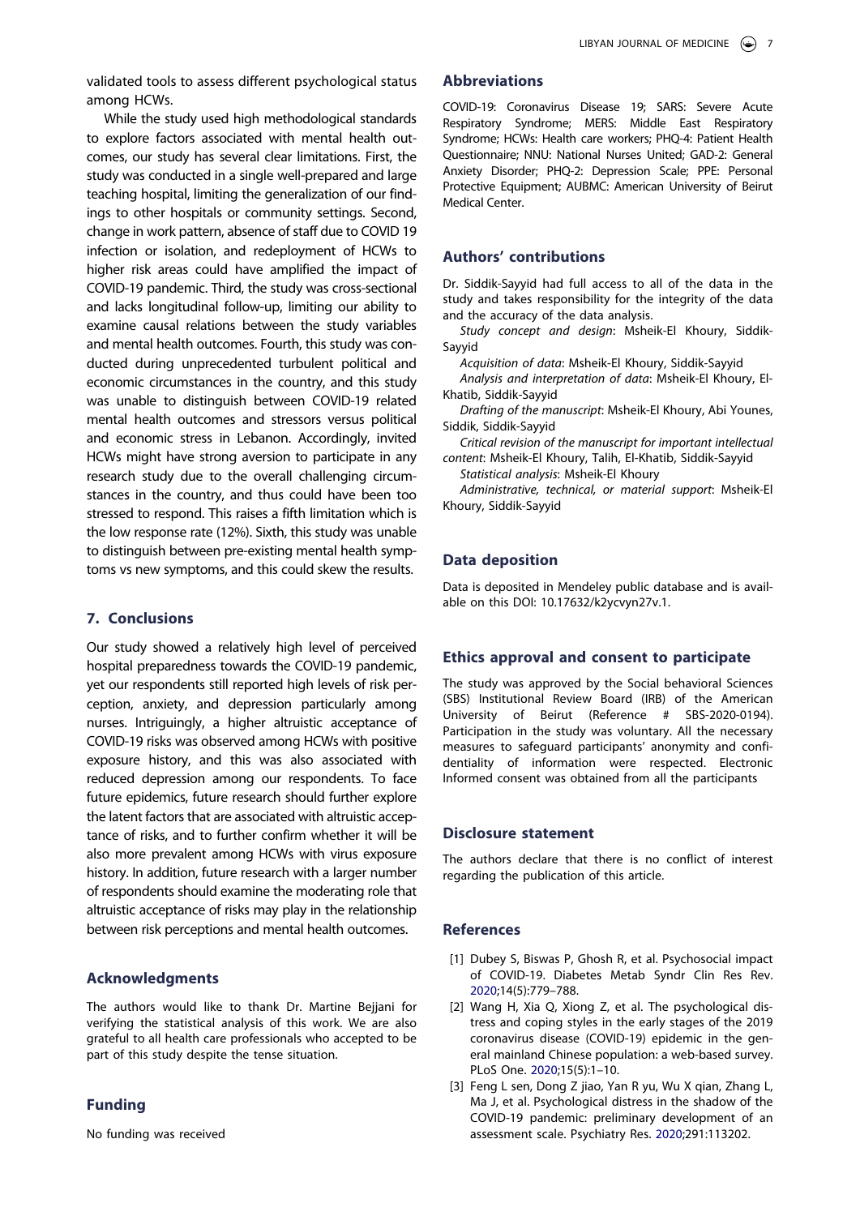validated tools to assess different psychological status among HCWs.

While the study used high methodological standards to explore factors associated with mental health outcomes, our study has several clear limitations. First, the study was conducted in a single well-prepared and large teaching hospital, limiting the generalization of our findings to other hospitals or community settings. Second, change in work pattern, absence of staff due to COVID 19 infection or isolation, and redeployment of HCWs to higher risk areas could have amplified the impact of COVID-19 pandemic. Third, the study was cross-sectional and lacks longitudinal follow-up, limiting our ability to examine causal relations between the study variables and mental health outcomes. Fourth, this study was conducted during unprecedented turbulent political and economic circumstances in the country, and this study was unable to distinguish between COVID-19 related mental health outcomes and stressors versus political and economic stress in Lebanon. Accordingly, invited HCWs might have strong aversion to participate in any research study due to the overall challenging circumstances in the country, and thus could have been too stressed to respond. This raises a fifth limitation which is the low response rate (12%). Sixth, this study was unable to distinguish between pre-existing mental health symptoms vs new symptoms, and this could skew the results.

## 7. Conclusions

Our study showed a relatively high level of perceived hospital preparedness towards the COVID-19 pandemic, yet our respondents still reported high levels of risk perception, anxiety, and depression particularly among nurses. Intriguingly, a higher altruistic acceptance of COVID-19 risks was observed among HCWs with positive exposure history, and this was also associated with reduced depression among our respondents. To face future epidemics, future research should further explore the latent factors that are associated with altruistic acceptance of risks, and to further confirm whether it will be also more prevalent among HCWs with virus exposure history. In addition, future research with a larger number of respondents should examine the moderating role that altruistic acceptance of risks may play in the relationship between risk perceptions and mental health outcomes.

## Acknowledgments

The authors would like to thank Dr. Martine Bejjani for verifying the statistical analysis of this work. We are also grateful to all health care professionals who accepted to be part of this study despite the tense situation.

## Funding

No funding was received

## Abbreviations

COVID-19: Coronavirus Disease 19; SARS: Severe Acute Respiratory Syndrome; MERS: Middle East Respiratory Syndrome; HCWs: Health care workers; PHQ-4: Patient Health Questionnaire; NNU: National Nurses United; GAD-2: General Anxiety Disorder; PHQ-2: Depression Scale; PPE: Personal Protective Equipment; AUBMC: American University of Beirut Medical Center.

## Authors' contributions

Dr. Siddik-Sayyid had full access to all of the data in the study and takes responsibility for the integrity of the data and the accuracy of the data analysis.

*Study concept and design*: Msheik-El Khoury, Siddik-Sayyid

*Acquisition of data*: Msheik-El Khoury, Siddik-Sayyid

*Analysis and interpretation of data*: Msheik-El Khoury, El-Khatib, Siddik-Sayyid

*Drafting of the manuscript*: Msheik-El Khoury, Abi Younes, Siddik, Siddik-Sayyid

*Critical revision of the manuscript for important intellectual content*: Msheik-El Khoury, Talih, El-Khatib, Siddik-Sayyid

*Statistical analysis*: Msheik-El Khoury

*Administrative, technical, or material support*: Msheik-El Khoury, Siddik-Sayyid

## Data deposition

Data is deposited in Mendeley public database and is available on this DOI: 10.17632/k2ycvyn27v.1.

## Ethics approval and consent to participate

The study was approved by the Social behavioral Sciences (SBS) Institutional Review Board (IRB) of the American University of Beirut (Reference # SBS-2020-0194). Participation in the study was voluntary. All the necessary measures to safeguard participants' anonymity and confidentiality of information were respected. Electronic Informed consent was obtained from all the participants

## Disclosure statement

The authors declare that there is no conflict of interest regarding the publication of this article.

## References

[1] Dubey S, Biswas P, Ghosh R, et al. Psychosocial impact of COVID-19. Diabetes Metab Syndr Clin Res Rev. 2020;14(5):779–788.

[2] Wang H, Xia Q, Xiong Z, et al. The psychological distress and coping styles in the early stages of the 2019 coronavirus disease (COVID-19) epidemic in the general mainland Chinese population: a web-based survey. PLoS One. 2020;15(5):1–10.

[3] Feng L sen, Dong Z jiao, Yan R yu, Wu X qian, Zhang L, Ma J, et al. Psychological distress in the shadow of the COVID-19 pandemic: preliminary development of an assessment scale. Psychiatry Res. 2020;291:113202.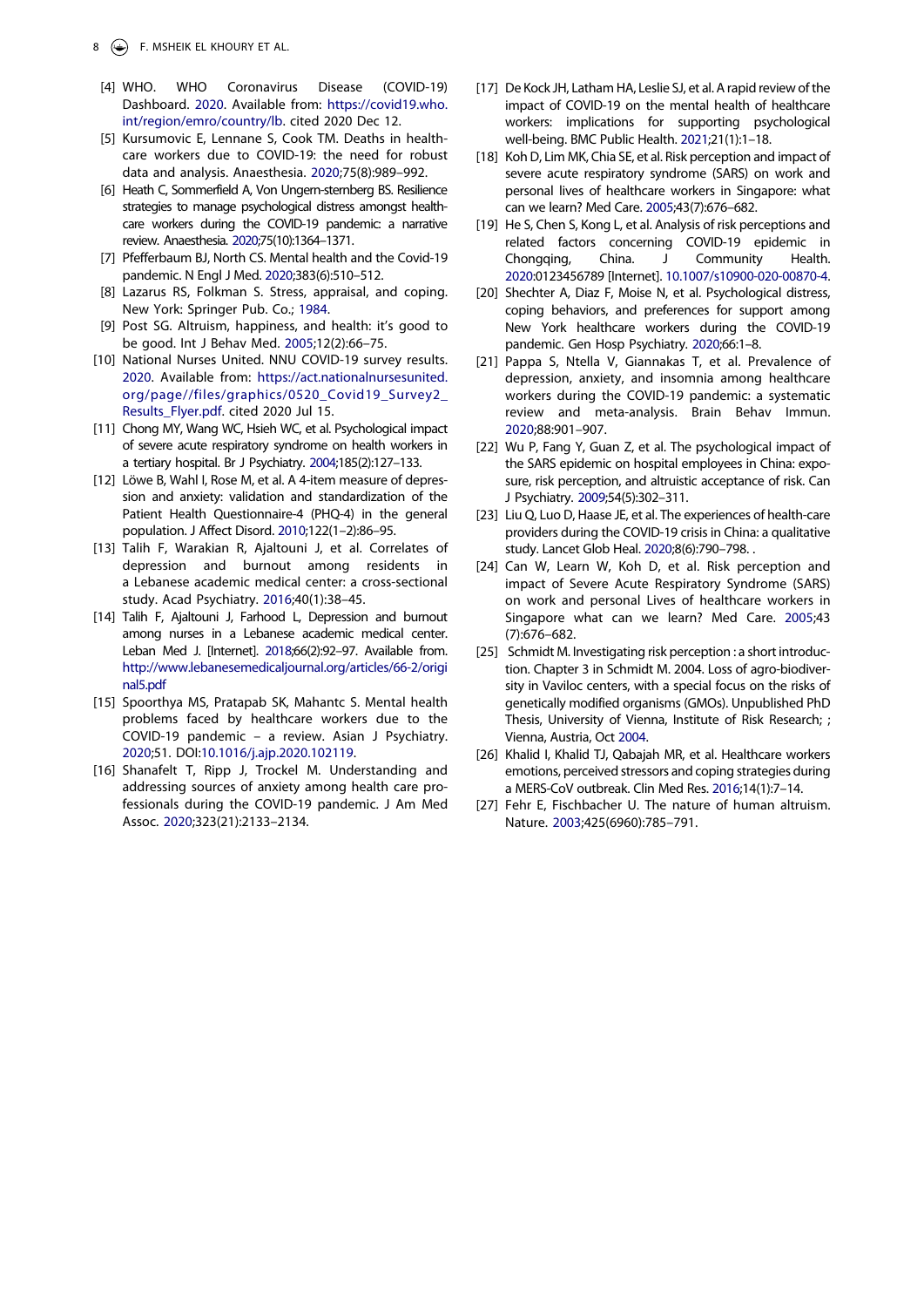[4] WHO. WHO Coronavirus Disease (COVID-19) Dashboard. 2020. Available from: https://covid19.who.int/region/emro/country/lb. cited 2020 Dec 12.

[5] Kursumovic E, Lennane S, Cook TM. Deaths in healthcare workers due to COVID-19: the need for robust data and analysis. Anaesthesia. 2020;75(8):989–992.

[6] Heath C, Sommerfield A, Von Ungern-sternberg BS. Resilience strategies to manage psychological distress amongst healthcare workers during the COVID-19 pandemic: a narrative review. Anaesthesia. 2020;75(10):1364–1371.

[7] Pfefferbaum BJ, North CS. Mental health and the Covid-19 pandemic. N Engl J Med. 2020;383(6):510–512.

[8] Lazarus RS, Folkman S. Stress, appraisal, and coping. New York: Springer Pub. Co.; 1984.

[9] Post SG. Altruism, happiness, and health: it's good to be good. Int J Behav Med. 2005;12(2):66–75.

[10] National Nurses United. NNU COVID-19 survey results. 2020. Available from: https://act.nationalnursesunited.org/page//files/graphics/0520_Covid19_Survey2_Results_Flyer.pdf. cited 2020 Jul 15.

[11] Chong MY, Wang WC, Hsieh WC, et al. Psychological impact of severe acute respiratory syndrome on health workers in a tertiary hospital. Br J Psychiatry. 2004;185(2):127–133.

[12] Löwe B, Wahl I, Rose M, et al. A 4-item measure of depression and anxiety: validation and standardization of the Patient Health Questionnaire-4 (PHQ-4) in the general population. J Affect Disord. 2010;122(1–2):86–95.

[13] Talih F, Warakian R, Ajaltouni J, et al. Correlates of depression and burnout among residents in a Lebanese academic medical center: a cross-sectional study. Acad Psychiatry. 2016;40(1):38–45.

[14] Talih F, Ajaltouni J, Farhood L, Depression and burnout among nurses in a Lebanese academic medical center. Leban Med J. [Internet]. 2018;66(2):92–97. Available from. http://www.lebanesemedicaljournal.org/articles/66-2/original5.pdf

[15] Spoorthya MS, Pratapab SK, Mahantc S. Mental health problems faced by healthcare workers due to the COVID-19 pandemic – a review. Asian J Psychiatry. 2020;51. DOI:10.1016/j.ajp.2020.102119.

[16] Shanafelt T, Ripp J, Trockel M. Understanding and addressing sources of anxiety among health care professionals during the COVID-19 pandemic. J Am Med Assoc. 2020;323(21):2133–2134.

[17] De Kock JH, Latham HA, Leslie SJ, et al. A rapid review of the impact of COVID-19 on the mental health of healthcare workers: implications for supporting psychological well-being. BMC Public Health. 2021;21(1):1–18.

[18] Koh D, Lim MK, Chia SE, et al. Risk perception and impact of severe acute respiratory syndrome (SARS) on work and personal lives of healthcare workers in Singapore: what can we learn? Med Care. 2005;43(7):676–682.

[19] He S, Chen S, Kong L, et al. Analysis of risk perceptions and related factors concerning COVID-19 epidemic in Chongqing, China. J Community Health. 2020:0123456789 [Internet]. 10.1007/s10900-020-00870-4.

[20] Shechter A, Diaz F, Moise N, et al. Psychological distress, coping behaviors, and preferences for support among New York healthcare workers during the COVID-19 pandemic. Gen Hosp Psychiatry. 2020;66:1–8.

[21] Pappa S, Ntella V, Giannakas T, et al. Prevalence of depression, anxiety, and insomnia among healthcare workers during the COVID-19 pandemic: a systematic review and meta-analysis. Brain Behav Immun. 2020;88:901–907.

[22] Wu P, Fang Y, Guan Z, et al. The psychological impact of the SARS epidemic on hospital employees in China: exposure, risk perception, and altruistic acceptance of risk. Can J Psychiatry. 2009;54(5):302–311.

[23] Liu Q, Luo D, Haase JE, et al. The experiences of health-care providers during the COVID-19 crisis in China: a qualitative study. Lancet Glob Heal. 2020;8(6):790–798. .

[24] Can W, Learn W, Koh D, et al. Risk perception and impact of Severe Acute Respiratory Syndrome (SARS) on work and personal Lives of healthcare workers in Singapore what can we learn? Med Care. 2005;43(7):676–682.

[25] Schmidt M. Investigating risk perception : a short introduction. Chapter 3 in Schmidt M. 2004. Loss of agro-biodiversity in Vaviloc centers, with a special focus on the risks of genetically modified organisms (GMOs). Unpublished PhD Thesis, University of Vienna, Institute of Risk Research; ; Vienna, Austria, Oct 2004.

[26] Khalid I, Khalid TJ, Qabajah MR, et al. Healthcare workers emotions, perceived stressors and coping strategies during a MERS-CoV outbreak. Clin Med Res. 2016;14(1):7–14.

[27] Fehr E, Fischbacher U. The nature of human altruism. Nature. 2003;425(6960):785–791.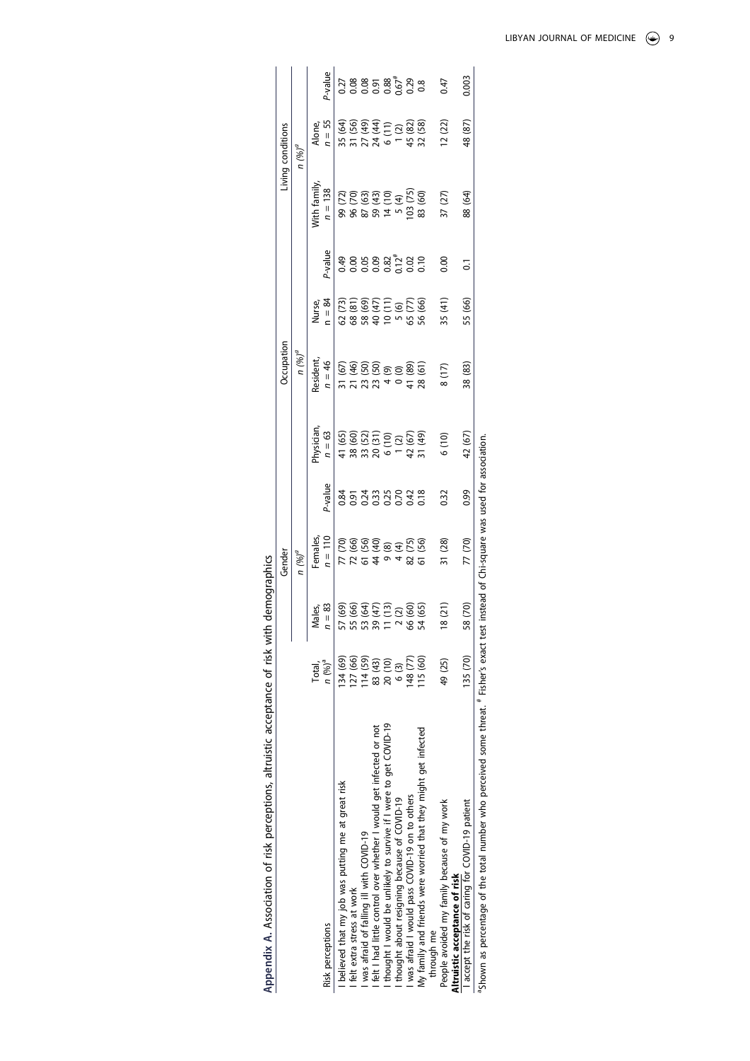**Appendix A.** Association of risk perceptions, altruistic acceptance of risk with demographics

| Risk perceptions | Total, n (%)[a] | Gender | | | Occupation | | | | Living conditions | | |
|---|---|---|---|---|---|---|---|---|---|---|---|
| | | n (%)[a] | | | n (%)[a] | | | | n (%)[a] | | |
| | | Males, n = 83 | Females, n = 110 | P-value | Physician, n = 63 | Resident, n = 46 | Nurse, n = 84 | P-value | With family, n = 138 | Alone, n = 55 | P-value |
| I believed that my job was putting me at great risk | 134 (69) | 57 (69) | 77 (70) | 0.84 | 41 (65) | 31 (67) | 62 (73) | 0.49 | 99 (72) | 35 (64) | 0.27 |
| I felt extra stress at work | 127 (66) | 55 (66) | 72 (66) | 0.91 | 38 (60) | 21 (46) | 68 (81) | 0.00 | 96 (70) | 31 (56) | 0.08 |
| I was afraid of falling ill with COVID-19 | 114 (59) | 53 (64) | 61 (56) | 0.24 | 33 (52) | 23 (50) | 58 (69) | 0.05 | 87 (63) | 27 (49) | 0.08 |
| I felt I had little control over whether I would get infected or not | 83 (43) | 39 (47) | 44 (40) | 0.33 | 20 (31) | 23 (50) | 40 (47) | 0.09 | 59 (43) | 24 (44) | 0.91 |
| I thought I would be unlikely to survive if I were to get COVID-19 | 20 (10) | 11 (13) | 9 (8) | 0.25 | 6 (10) | 4 (9) | 10 (11) | 0.82 | 14 (10) | 6 (11) | 0.88 |
| I thought about resigning because of COVID-19 | 6 (3) | 2 (2) | 4 (4) | 0.70 | 1 (2) | 0 (0) | 5 (6) | 0.12[#] | 5 (4) | 1 (2) | 0.67[#] |
| I was afraid I would pass COVID-19 on to others | 148 (77) | 66 (60) | 82 (75) | 0.42 | 42 (67) | 41 (89) | 65 (77) | 0.02 | 103 (75) | 45 (82) | 0.29 |
| My family and friends were worried that they might get infected through me | 115 (60) | 54 (65) | 61 (56) | 0.18 | 31 (49) | 28 (61) | 56 (66) | 0.10 | 83 (60) | 32 (58) | 0.8 |
| People avoided my family because of my work | 49 (25) | 18 (21) | 31 (28) | 0.32 | 6 (10) | 8 (17) | 35 (41) | 0.00 | 37 (27) | 12 (22) | 0.47 |
| **Altruistic acceptance of risk** | | | | | | | | | | | |
| I accept the risk of caring for COVID-19 patient | 135 (70) | 58 (70) | 77 (70) | 0.99 | 42 (67) | 38 (83) | 55 (66) | 0.1 | 88 (64) | 48 (87) | 0.003 |

[a]Shown as percentage of the total number who perceived some threat. [#] Fisher's exact test instead of Chi-square was used for association.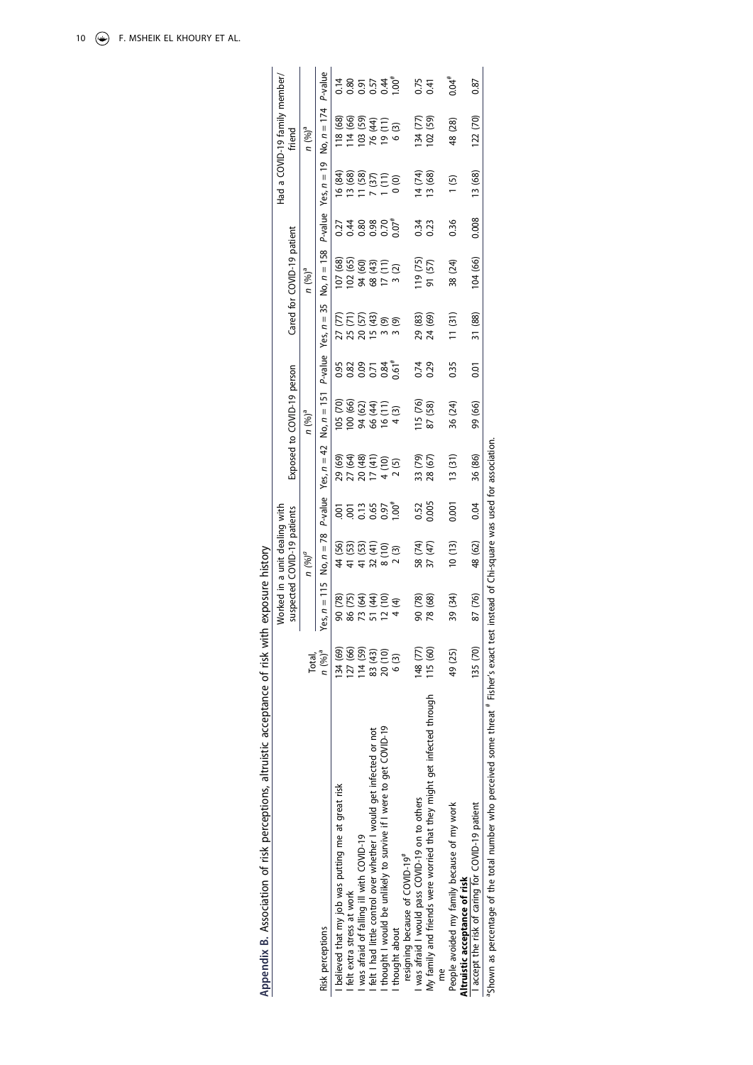## Appendix B. Association of risk perceptions, altruistic acceptance of risk with exposure history

| Risk perceptions | Total, n (%)[a] | Worked in a unit dealing with suspected COVID-19 patients | | | Exposed to COVID-19 person | | | Cared for COVID-19 patient | | | Had a COVID-19 family member/friend | | |
|---|---|---|---|---|---|---|---|---|---|---|---|---|---|
| | | n (%)[a] | | | n (%)[a] | | | n (%)[a] | | | n (%)[a] | | |
| | | Yes, n = 115 | No, n = 78 | P-value | Yes, n = 42 | No, n = 151 | P-value | Yes, n = 35 | No, n = 158 | P-value | Yes, n = 19 | No, n = 174 | P-value |
| I believed that my job was putting me at great risk | 134 (69) | 90 (78) | 44 (56) | .001 | 29 (69) | 105 (70) | 0.95 | 27 (77) | 107 (68) | 0.27 | 16 (84) | 118 (68) | 0.14 |
| I felt extra stress at work | 127 (66) | 86 (75) | 41 (53) | .001 | 27 (64) | 100 (66) | 0.82 | 25 (71) | 102 (65) | 0.44 | 13 (68) | 114 (66) | 0.80 |
| I was afraid of falling ill with COVID-19 | 114 (59) | 73 (64) | 41 (53) | 0.13 | 20 (48) | 94 (62) | 0.09 | 20 (57) | 94 (60) | 0.80 | 11 (58) | 103 (59) | 0.91 |
| I felt I had little control over whether I would get infected or not | 83 (43) | 51 (44) | 32 (41) | 0.65 | 17 (41) | 66 (44) | 0.71 | 15 (43) | 68 (43) | 0.98 | 7 (37) | 76 (44) | 0.57 |
| I thought I would be unlikely to survive if I were to get COVID-19 | 20 (10) | 12 (10) | 8 (10) | 0.97 | 4 (10) | 16 (11) | 0.84 | 3 (9) | 17 (11) | 0.70 | 1 (11) | 19 (11) | 0.44 |
| I thought about resigning because of COVID-19[#] | 6 (3) | 4 (4) | 2 (3) | 1.00[#] | 2 (5) | 4 (3) | 0.61[#] | 3 (9) | 3 (2) | 0.07[#] | 0 (0) | 6 (3) | 1.00[#] |
| I was afraid I would pass COVID-19 on to others | 148 (77) | 90 (78) | 58 (74) | 0.52 | 33 (79) | 115 (76) | 0.74 | 29 (83) | 119 (75) | 0.34 | 14 (74) | 134 (77) | 0.75 |
| My family and friends were worried that they might get infected through me | 115 (60) | 78 (68) | 37 (47) | 0.005 | 28 (67) | 87 (58) | 0.29 | 24 (69) | 91 (57) | 0.23 | 13 (68) | 102 (59) | 0.41 |
| People avoided my family because of my work | 49 (25) | 39 (34) | 10 (13) | 0.001 | 13 (31) | 36 (24) | 0.35 | 11 (31) | 38 (24) | 0.36 | 1 (5) | 48 (28) | 0.04[#] |
| **Altruistic acceptance of risk** | | | | | | | | | | | | | |
| I accept the risk of caring for COVID-19 patient | 135 (70) | 87 (76) | 48 (62) | 0.04 | 36 (86) | 99 (66) | 0.01 | 31 (88) | 104 (66) | 0.008 | 13 (68) | 122 (70) | 0.87 |

[a]Shown as percentage of the total number who perceived some threat [#] Fisher's exact test instead of Chi-square was used for association.